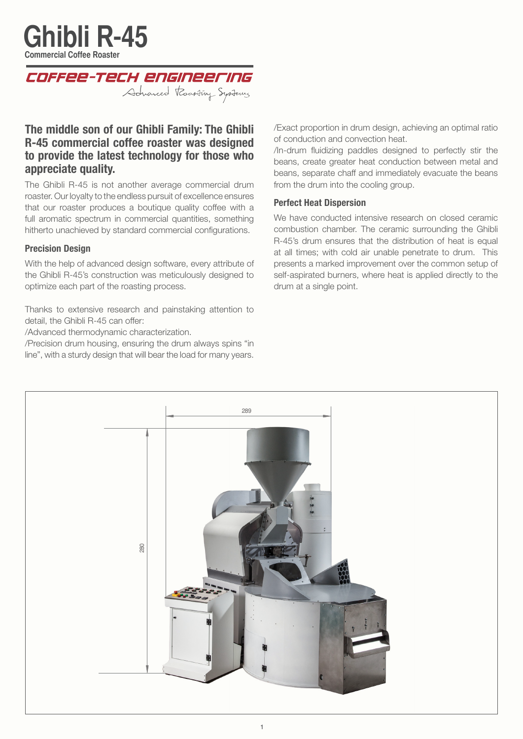# Ghibli R-45

Commercial Coffee Roaster

COFFEE-TECH ENGINEERING

Advanced Roasting Systems

## The middle son of our Ghibli Family: The Ghibli R-45 commercial coffee roaster was designed to provide the latest technology for those who appreciate quality.

The Ghibli R-45 is not another average commercial drum roaster. Our loyalty to the endless pursuit of excellence ensures that our roaster produces a boutique quality coffee with a full aromatic spectrum in commercial quantities, something hitherto unachieved by standard commercial configurations.

### Precision Design

With the help of advanced design software, every attribute of the Ghibli R-45's construction was meticulously designed to optimize each part of the roasting process.

Thanks to extensive research and painstaking attention to detail, the Ghibli R-45 can offer:

/Advanced thermodynamic characterization.

/Precision drum housing, ensuring the drum always spins "in line", with a sturdy design that will bear the load for many years.

/Exact proportion in drum design, achieving an optimal ratio of conduction and convection heat.

/In-drum fluidizing paddles designed to perfectly stir the beans, create greater heat conduction between metal and beans, separate chaff and immediately evacuate the beans from the drum into the cooling group.

### Perfect Heat Dispersion

We have conducted intensive research on closed ceramic combustion chamber. The ceramic surrounding the Ghibli R-45's drum ensures that the distribution of heat is equal at all times; with cold air unable penetrate to drum. This presents a marked improvement over the common setup of self-aspirated burners, where heat is applied directly to the drum at a single point.

289

280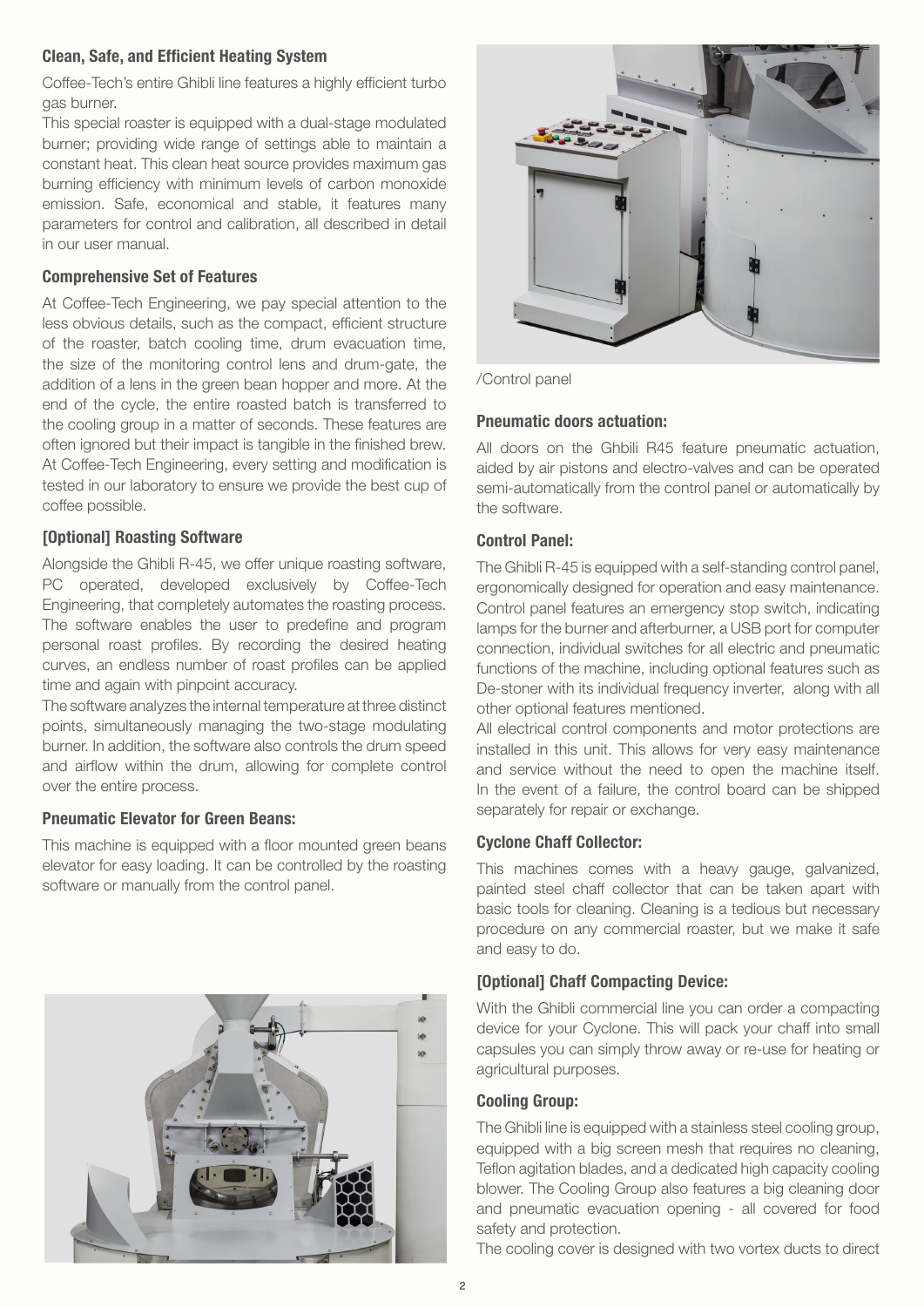### Clean, Safe, and Efficient Heating System

Coffee-Tech's entire Ghibli line features a highly efficient turbo gas burner.

This special roaster is equipped with a dual-stage modulated burner; providing wide range of settings able to maintain a constant heat. This clean heat source provides maximum gas burning efficiency with minimum levels of carbon monoxide emission. Safe, economical and stable, it features many parameters for control and calibration, all described in detail in our user manual.

### Comprehensive Set of Features

At Coffee-Tech Engineering, we pay special attention to the less obvious details, such as the compact, efficient structure of the roaster, batch cooling time, drum evacuation time, the size of the monitoring control lens and drum-gate, the addition of a lens in the green bean hopper and more. At the end of the cycle, the entire roasted batch is transferred to the cooling group in a matter of seconds. These features are often ignored but their impact is tangible in the finished brew. At Coffee-Tech Engineering, every setting and modification is tested in our laboratory to ensure we provide the best cup of coffee possible.

### [Optional] Roasting Software

Alongside the Ghibli R-45, we offer unique roasting software, PC operated, developed exclusively by Coffee-Tech Engineering, that completely automates the roasting process. The software enables the user to predefine and program personal roast profiles. By recording the desired heating curves, an endless number of roast profiles can be applied time and again with pinpoint accuracy.

The software analyzes the internal temperature at three distinct points, simultaneously managing the two-stage modulating burner. In addition, the software also controls the drum speed and airflow within the drum, allowing for complete control over the entire process.

### Pneumatic Elevator for Green Beans:

This machine is equipped with a floor mounted green beans elevator for easy loading. It can be controlled by the roasting software or manually from the control panel.

/Control panel

### Pneumatic doors actuation:

All doors on the Ghbili R45 feature pneumatic actuation, aided by air pistons and electro-valves and can be operated semi-automatically from the control panel or automatically by the software.

### Control Panel:

The Ghibli R-45 is equipped with a self-standing control panel, ergonomically designed for operation and easy maintenance. Control panel features an emergency stop switch, indicating lamps for the burner and afterburner, a USB port for computer connection, individual switches for all electric and pneumatic functions of the machine, including optional features such as De-stoner with its individual frequency inverter, along with all other optional features mentioned.

All electrical control components and motor protections are installed in this unit. This allows for very easy maintenance and service without the need to open the machine itself. In the event of a failure, the control board can be shipped separately for repair or exchange.

### Cyclone Chaff Collector:

This machines comes with a heavy gauge, galvanized, painted steel chaff collector that can be taken apart with basic tools for cleaning. Cleaning is a tedious but necessary procedure on any commercial roaster, but we make it safe and easy to do.

### [Optional] Chaff Compacting Device:

With the Ghibli commercial line you can order a compacting device for your Cyclone. This will pack your chaff into small capsules you can simply throw away or re-use for heating or agricultural purposes.

### Cooling Group:

The Ghibli line is equipped with a stainless steel cooling group, equipped with a big screen mesh that requires no cleaning, Teflon agitation blades, and a dedicated high capacity cooling blower. The Cooling Group also features a big cleaning door and pneumatic evacuation opening - all covered for food safety and protection.

The cooling cover is designed with two vortex ducts to direct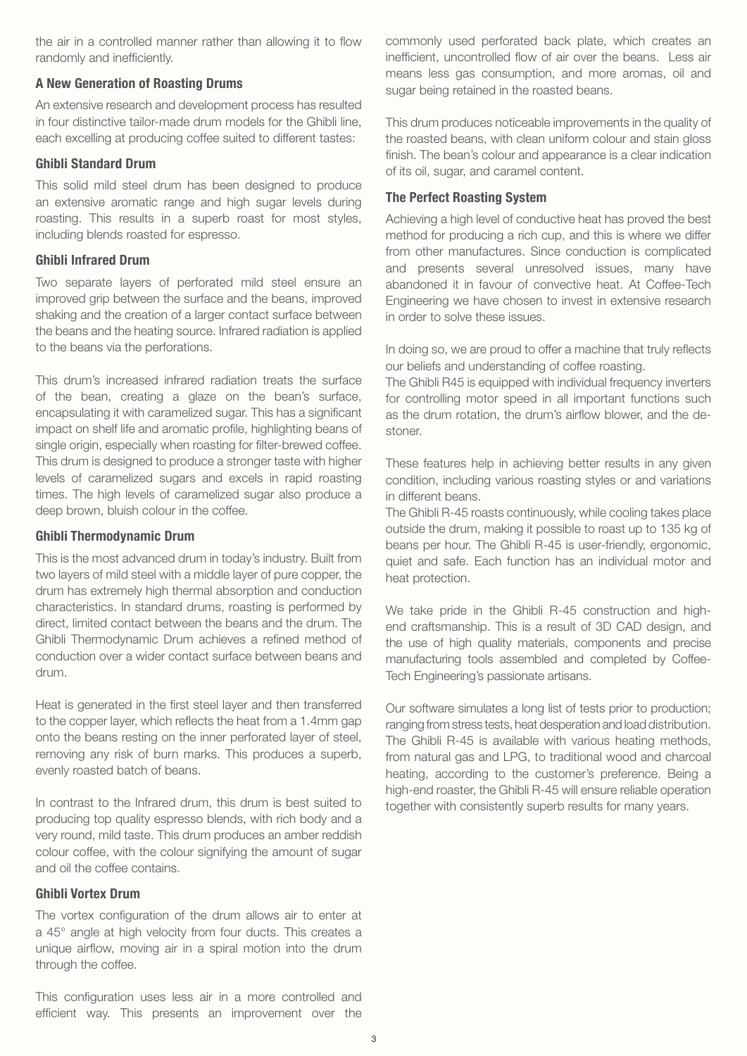the air in a controlled manner rather than allowing it to flow randomly and inefficiently.

### A New Generation of Roasting Drums

An extensive research and development process has resulted in four distinctive tailor-made drum models for the Ghibli line, each excelling at producing coffee suited to different tastes:

### Ghibli Standard Drum

This solid mild steel drum has been designed to produce an extensive aromatic range and high sugar levels during roasting. This results in a superb roast for most styles, including blends roasted for espresso.

### Ghibli Infrared Drum

Two separate layers of perforated mild steel ensure an improved grip between the surface and the beans, improved shaking and the creation of a larger contact surface between the beans and the heating source. Infrared radiation is applied to the beans via the perforations.

This drum's increased infrared radiation treats the surface of the bean, creating a glaze on the bean's surface, encapsulating it with caramelized sugar. This has a significant impact on shelf life and aromatic profile, highlighting beans of single origin, especially when roasting for filter-brewed coffee. This drum is designed to produce a stronger taste with higher levels of caramelized sugars and excels in rapid roasting times. The high levels of caramelized sugar also produce a deep brown, bluish colour in the coffee.

### Ghibli Thermodynamic Drum

This is the most advanced drum in today's industry. Built from two layers of mild steel with a middle layer of pure copper, the drum has extremely high thermal absorption and conduction characteristics. In standard drums, roasting is performed by direct, limited contact between the beans and the drum. The Ghibli Thermodynamic Drum achieves a refined method of conduction over a wider contact surface between beans and drum.

Heat is generated in the first steel layer and then transferred to the copper layer, which reflects the heat from a 1.4mm gap onto the beans resting on the inner perforated layer of steel, removing any risk of burn marks. This produces a superb, evenly roasted batch of beans.

In contrast to the Infrared drum, this drum is best suited to producing top quality espresso blends, with rich body and a very round, mild taste. This drum produces an amber reddish colour coffee, with the colour signifying the amount of sugar and oil the coffee contains.

### Ghibli Vortex Drum

The vortex configuration of the drum allows air to enter at a 45° angle at high velocity from four ducts. This creates a unique airflow, moving air in a spiral motion into the drum through the coffee.

This configuration uses less air in a more controlled and efficient way. This presents an improvement over the commonly used perforated back plate, which creates an inefficient, uncontrolled flow of air over the beans. Less air means less gas consumption, and more aromas, oil and sugar being retained in the roasted beans.

This drum produces noticeable improvements in the quality of the roasted beans, with clean uniform colour and stain gloss finish. The bean's colour and appearance is a clear indication of its oil, sugar, and caramel content.

### The Perfect Roasting System

Achieving a high level of conductive heat has proved the best method for producing a rich cup, and this is where we differ from other manufactures. Since conduction is complicated and presents several unresolved issues, many have abandoned it in favour of convective heat. At Coffee-Tech Engineering we have chosen to invest in extensive research in order to solve these issues.

In doing so, we are proud to offer a machine that truly reflects our beliefs and understanding of coffee roasting.
The Ghibli R45 is equipped with individual frequency inverters for controlling motor speed in all important functions such as the drum rotation, the drum's airflow blower, and the de-stoner.

These features help in achieving better results in any given condition, including various roasting styles or and variations in different beans.
The Ghibli R-45 roasts continuously, while cooling takes place outside the drum, making it possible to roast up to 135 kg of beans per hour. The Ghibli R-45 is user-friendly, ergonomic, quiet and safe. Each function has an individual motor and heat protection.

We take pride in the Ghibli R-45 construction and high-end craftsmanship. This is a result of 3D CAD design, and the use of high quality materials, components and precise manufacturing tools assembled and completed by Coffee-Tech Engineering's passionate artisans.

Our software simulates a long list of tests prior to production; ranging from stress tests, heat desperation and load distribution. The Ghibli R-45 is available with various heating methods, from natural gas and LPG, to traditional wood and charcoal heating, according to the customer's preference. Being a high-end roaster, the Ghibli R-45 will ensure reliable operation together with consistently superb results for many years.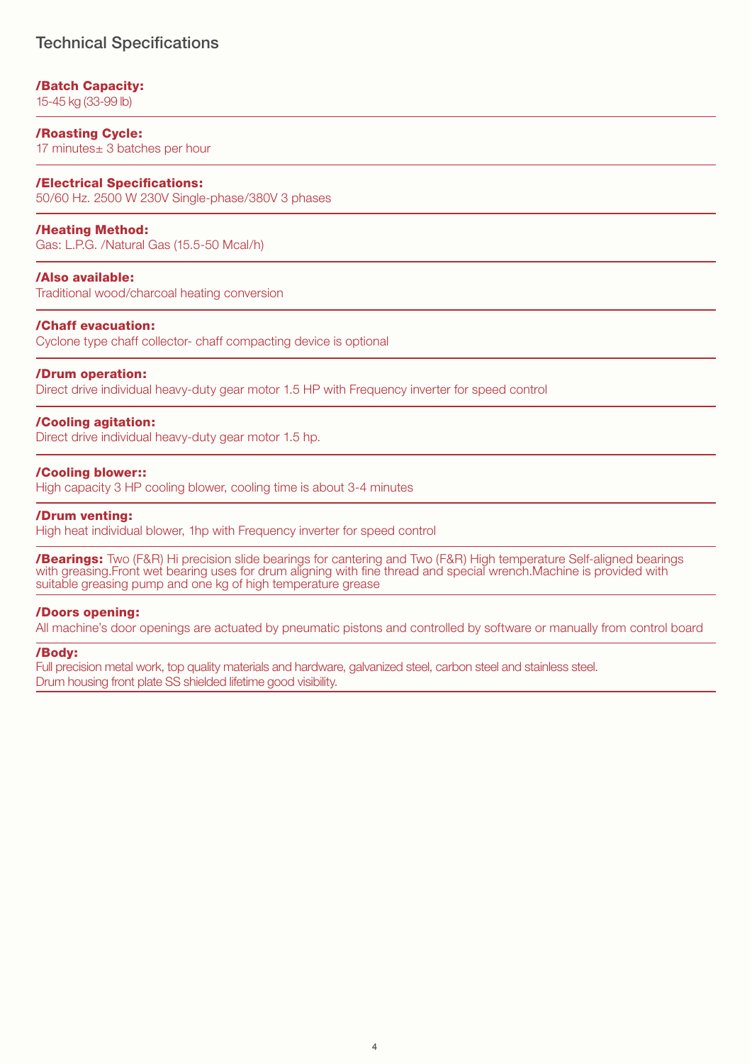## Technical Specifications

**/Batch Capacity:**
15-45 kg (33-99 lb)

**/Roasting Cycle:**
17 minutes± 3 batches per hour

**/Electrical Specifications:**
50/60 Hz. 2500 W 230V Single-phase/380V 3 phases

**/Heating Method:**
Gas: L.P.G. /Natural Gas (15.5-50 Mcal/h)

**/Also available:**
Traditional wood/charcoal heating conversion

**/Chaff evacuation:**
Cyclone type chaff collector- chaff compacting device is optional

**/Drum operation:**
Direct drive individual heavy-duty gear motor 1.5 HP with Frequency inverter for speed control

**/Cooling agitation:**
Direct drive individual heavy-duty gear motor 1.5 hp.

**/Cooling blower::**
High capacity 3 HP cooling blower, cooling time is about 3-4 minutes

**/Drum venting:**
High heat individual blower, 1hp with Frequency inverter for speed control

**/Bearings:** Two (F&R) Hi precision slide bearings for cantering and Two (F&R) High temperature Self-aligned bearings with greasing.Front wet bearing uses for drum aligning with fine thread and special wrench.Machine is provided with suitable greasing pump and one kg of high temperature grease

**/Doors opening:**
All machine's door openings are actuated by pneumatic pistons and controlled by software or manually from control board

**/Body:**
Full precision metal work, top quality materials and hardware, galvanized steel, carbon steel and stainless steel.
Drum housing front plate SS shielded lifetime good visibility.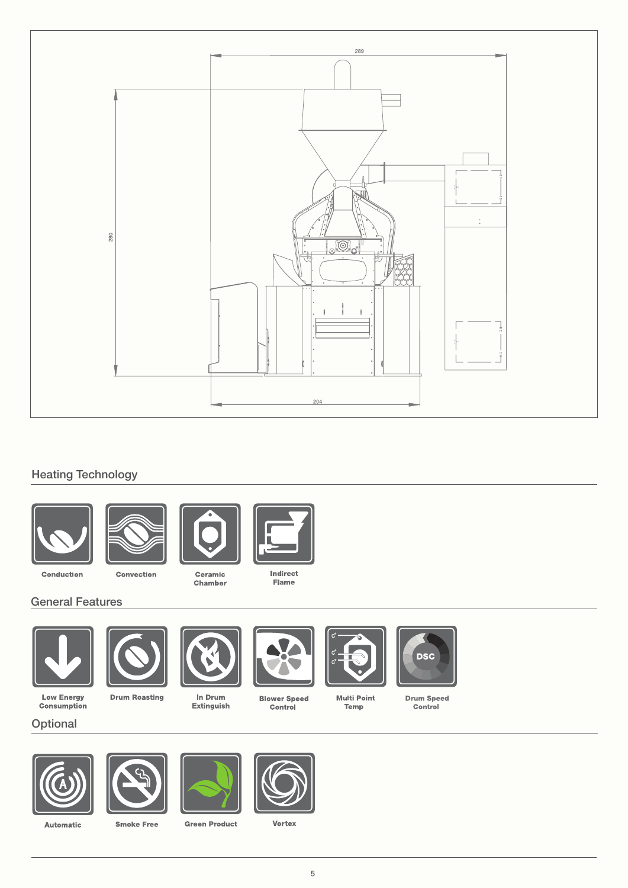289

280

204

## Heating Technology

Conduction

Convection

Ceramic Chamber

Indirect Flame

## General Features

Low Energy Consumption

Drum Roasting

In Drum Extinguish

Blower Speed Control

Multi Point Temp

Drum Speed Control

## Optional

Automatic

Smoke Free

Green Product

Vortex